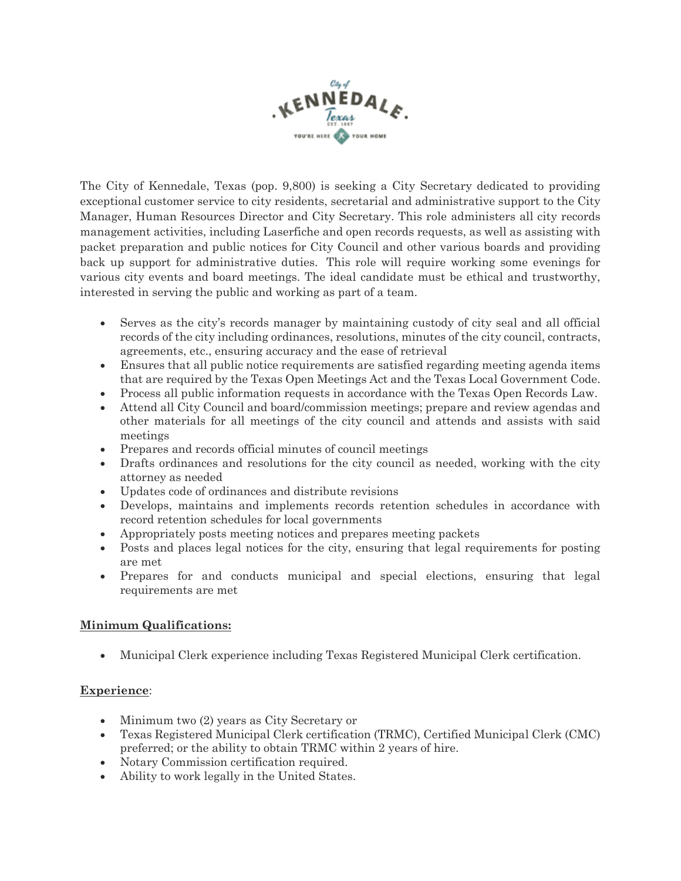The City of Kennedale, Texas (pop. 9,800) is seeking a City Secretary dedicated to providing exceptional customer service to city residents, secretarial and administrative support to the City Manager, Human Resources Director and City Secretary. This role administers all city records management activities, including Laserfiche and open records requests, as well as assisting with packet preparation and public notices for City Council and other various boards and providing back up support for administrative duties. This role will require working some evenings for various city events and board meetings. The ideal candidate must be ethical and trustworthy, interested in serving the public and working as part of a team.

- Serves as the city's records manager by maintaining custody of city seal and all official records of the city including ordinances, resolutions, minutes of the city council, contracts, agreements, etc., ensuring accuracy and the ease of retrieval
- Ensures that all public notice requirements are satisfied regarding meeting agenda items that are required by the Texas Open Meetings Act and the Texas Local Government Code.
- Process all public information requests in accordance with the Texas Open Records Law.
- Attend all City Council and board/commission meetings; prepare and review agendas and other materials for all meetings of the city council and attends and assists with said meetings
- Prepares and records official minutes of council meetings
- Drafts ordinances and resolutions for the city council as needed, working with the city attorney as needed
- Updates code of ordinances and distribute revisions
- Develops, maintains and implements records retention schedules in accordance with record retention schedules for local governments
- Appropriately posts meeting notices and prepares meeting packets
- Posts and places legal notices for the city, ensuring that legal requirements for posting are met
- Prepares for and conducts municipal and special elections, ensuring that legal requirements are met

## Minimum Qualifications:

- Municipal Clerk experience including Texas Registered Municipal Clerk certification.

## Experience:

- Minimum two (2) years as City Secretary or
- Texas Registered Municipal Clerk certification (TRMC), Certified Municipal Clerk (CMC) preferred; or the ability to obtain TRMC within 2 years of hire.
- Notary Commission certification required.
- Ability to work legally in the United States.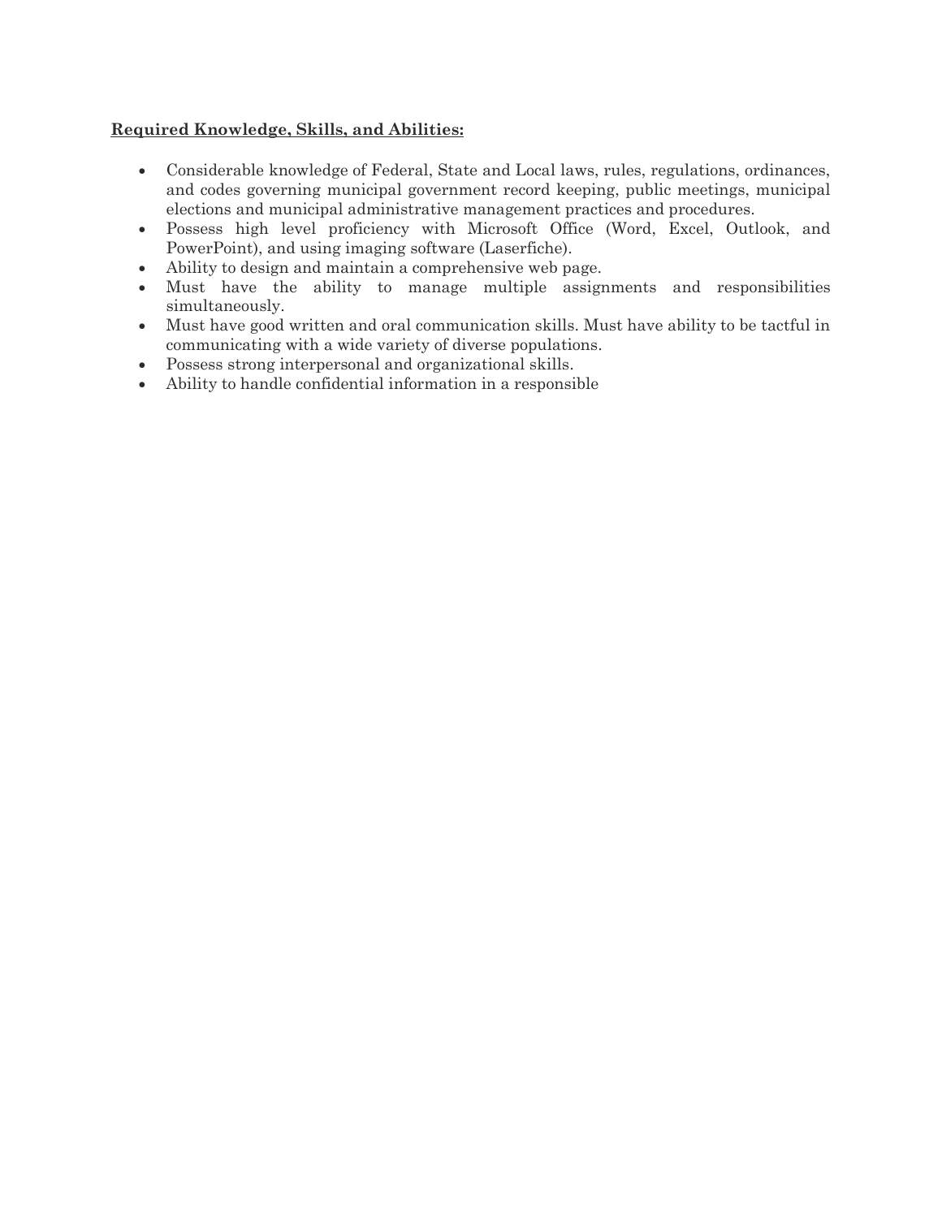**Required Knowledge, Skills, and Abilities:**

- Considerable knowledge of Federal, State and Local laws, rules, regulations, ordinances, and codes governing municipal government record keeping, public meetings, municipal elections and municipal administrative management practices and procedures.
- Possess high level proficiency with Microsoft Office (Word, Excel, Outlook, and PowerPoint), and using imaging software (Laserfiche).
- Ability to design and maintain a comprehensive web page.
- Must have the ability to manage multiple assignments and responsibilities simultaneously.
- Must have good written and oral communication skills. Must have ability to be tactful in communicating with a wide variety of diverse populations.
- Possess strong interpersonal and organizational skills.
- Ability to handle confidential information in a responsible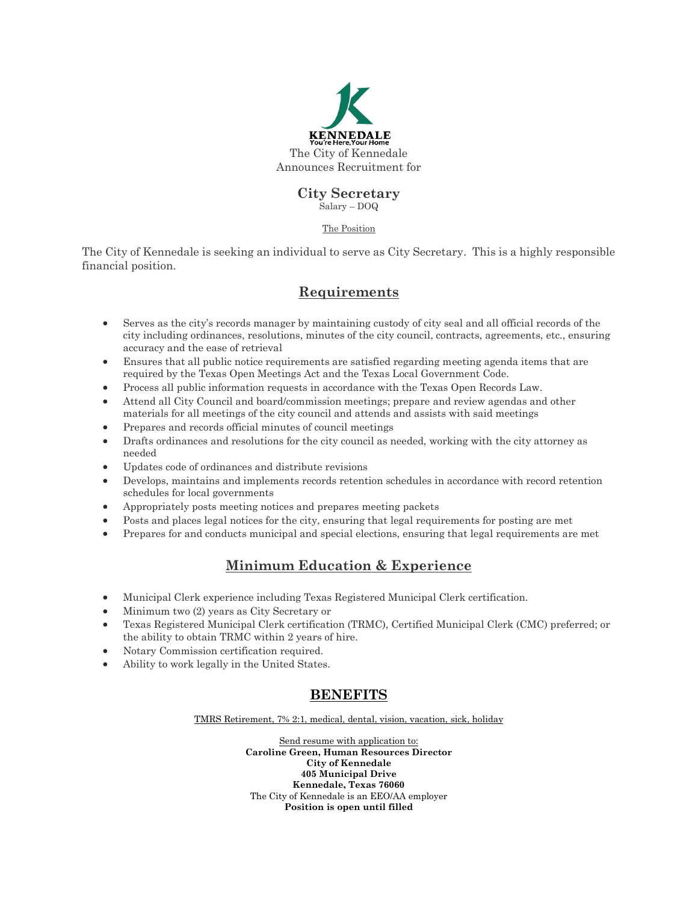KENNEDALE
You're Here, Your Home

The City of Kennedale
Announces Recruitment for

# City Secretary

Salary – DOQ

The Position

The City of Kennedale is seeking an individual to serve as City Secretary. This is a highly responsible financial position.

## Requirements

- Serves as the city's records manager by maintaining custody of city seal and all official records of the city including ordinances, resolutions, minutes of the city council, contracts, agreements, etc., ensuring accuracy and the ease of retrieval
- Ensures that all public notice requirements are satisfied regarding meeting agenda items that are required by the Texas Open Meetings Act and the Texas Local Government Code.
- Process all public information requests in accordance with the Texas Open Records Law.
- Attend all City Council and board/commission meetings; prepare and review agendas and other materials for all meetings of the city council and attends and assists with said meetings
- Prepares and records official minutes of council meetings
- Drafts ordinances and resolutions for the city council as needed, working with the city attorney as needed
- Updates code of ordinances and distribute revisions
- Develops, maintains and implements records retention schedules in accordance with record retention schedules for local governments
- Appropriately posts meeting notices and prepares meeting packets
- Posts and places legal notices for the city, ensuring that legal requirements for posting are met
- Prepares for and conducts municipal and special elections, ensuring that legal requirements are met

## Minimum Education & Experience

- Municipal Clerk experience including Texas Registered Municipal Clerk certification.
- Minimum two (2) years as City Secretary or
- Texas Registered Municipal Clerk certification (TRMC), Certified Municipal Clerk (CMC) preferred; or the ability to obtain TRMC within 2 years of hire.
- Notary Commission certification required.
- Ability to work legally in the United States.

## BENEFITS

TMRS Retirement, 7% 2:1, medical, dental, vision, vacation, sick, holiday

Send resume with application to:

**Caroline Green, Human Resources Director**
**City of Kennedale**
**405 Municipal Drive**
**Kennedale, Texas 76060**

The City of Kennedale is an EEO/AA employer

**Position is open until filled**